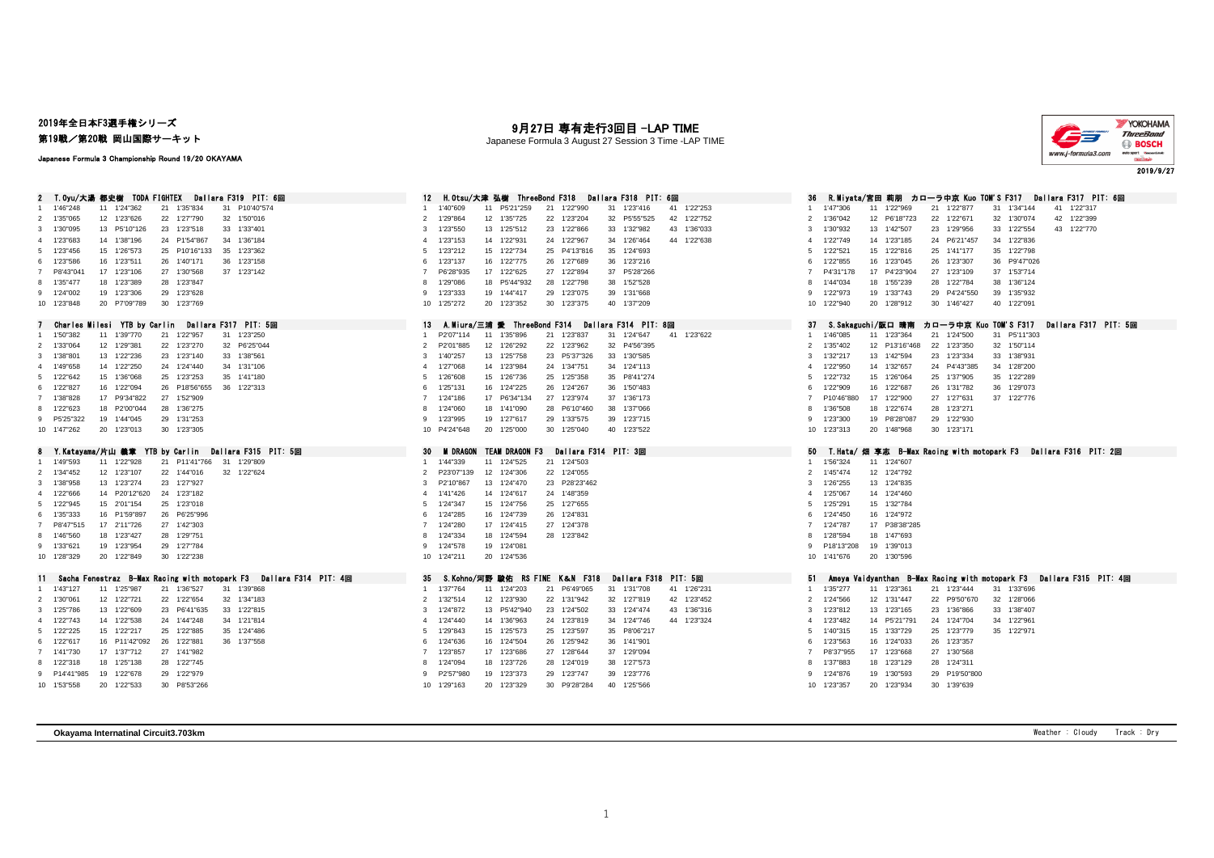2019年全日本F3選手権シリーズ

第19戦／第20戦 岡山国際サーキット

Japanese Formula 3 Championship Round 19/20 OKAYAMA

# 9月27日 専有走行3回目 -LAP TIME

Japanese Formula 3 August 27 Session 3 Time -LAP TIME

2019/9/27

### 2 T.Oyu/大湯 都史樹 TODA FIGHTEX Dallara F319 PIT: 6回

| Lap | Time | Lap | Time | Lap | Time | Lap | Time |
|---|---|---|---|---|---|---|---|
| 1 | 1'46"248 | 11 | 1'24"362 | 21 | 1'35"834 | 31 | P10'40"574 |
| 2 | 1'35"065 | 12 | 1'23"626 | 22 | 1'27"790 | 32 | 1'50"016 |
| 3 | 1'30"095 | 13 | P5'10"126 | 23 | 1'23"518 | 33 | 1'33"401 |
| 4 | 1'23"683 | 14 | 1'38"196 | 24 | P1'54"867 | 34 | 1'36"184 |
| 5 | 1'23"456 | 15 | 1'26"573 | 25 | P10'16"133 | 35 | 1'23"362 |
| 6 | 1'23"586 | 16 | 1'23"511 | 26 | 1'40"171 | 36 | 1'23"158 |
| 7 | P8'43"041 | 17 | 1'23"106 | 27 | 1'30"568 | 37 | 1'23"142 |
| 8 | 1'35"477 | 18 | 1'23"389 | 28 | 1'23"847 | | |
| 9 | 1'24"002 | 19 | 1'23"306 | 29 | 1'23"628 | | |
| 10 | 1'23"848 | 20 | P7'09"789 | 30 | 1'23"769 | | |

### 12 H.Otsu/大津 弘樹 ThreeBond F318 Dallara F318 PIT: 6回

| Lap | Time | Lap | Time | Lap | Time | Lap | Time | Lap | Time |
|---|---|---|---|---|---|---|---|---|---|
| 1 | 1'40"609 | 11 | P5'21"259 | 21 | 1'22"990 | 31 | 1'23"416 | 41 | 1'22"253 |
| 2 | 1'29"864 | 12 | 1'35"725 | 22 | 1'23"204 | 32 | P5'55"525 | 42 | 1'22"752 |
| 3 | 1'23"550 | 13 | 1'25"512 | 23 | 1'22"866 | 33 | 1'32"982 | 43 | 1'36"033 |
| 4 | 1'23"153 | 14 | 1'22"931 | 24 | 1'22"967 | 34 | 1'26"464 | 44 | 1'22"638 |
| 5 | 1'23"212 | 15 | 1'22"734 | 25 | P4'13"816 | 35 | 1'24"693 | | |
| 6 | 1'23"137 | 16 | 1'22"775 | 26 | 1'27"689 | 36 | 1'23"216 | | |
| 7 | P6'28"935 | 17 | 1'22"625 | 27 | 1'22"894 | 37 | P5'28"266 | | |
| 8 | 1'29"086 | 18 | P5'44"932 | 28 | 1'22"798 | 38 | 1'52"528 | | |
| 9 | 1'23"333 | 19 | 1'44"417 | 29 | 1'23"075 | 39 | 1'31"668 | | |
| 10 | 1'25"272 | 20 | 1'23"352 | 30 | 1'23"375 | 40 | 1'37"209 | | |

### 36 R.Miyata/宮田 莉朋 カローラ中京 Kuo TOM'S F317 Dallara F317 PIT: 6回

| Lap | Time | Lap | Time | Lap | Time | Lap | Time | Lap | Time |
|---|---|---|---|---|---|---|---|---|---|
| 1 | 1'47"306 | 11 | 1'22"969 | 21 | 1'22"877 | 31 | 1'34"144 | 41 | 1'22"317 |
| 2 | 1'36"042 | 12 | P6'18"723 | 22 | 1'22"671 | 32 | 1'30"074 | 42 | 1'22"399 |
| 3 | 1'30"932 | 13 | 1'42"507 | 23 | 1'29"956 | 33 | 1'22"554 | 43 | 1'22"770 |
| 4 | 1'22"749 | 14 | 1'23"185 | 24 | P6'21"457 | 34 | 1'22"836 | | |
| 5 | 1'22"521 | 15 | 1'22"816 | 25 | 1'41"177 | 35 | 1'22"798 | | |
| 6 | 1'22"855 | 16 | 1'23"045 | 26 | 1'23"307 | 36 | P9'47"026 | | |
| 7 | P4'31"178 | 17 | P4'23"904 | 27 | 1'23"109 | 37 | 1'53"714 | | |
| 8 | 1'44"034 | 18 | 1'55"239 | 28 | 1'22"784 | 38 | 1'36"124 | | |
| 9 | 1'22"973 | 19 | 1'33"743 | 29 | P4'24"550 | 39 | 1'35"932 | | |
| 10 | 1'22"940 | 20 | 1'28"912 | 30 | 1'46"427 | 40 | 1'22"091 | | |

### 7 Charles Milesi YTB by Carlin Dallara F317 PIT: 5回

| Lap | Time | Lap | Time | Lap | Time | Lap | Time |
|---|---|---|---|---|---|---|---|
| 1 | 1'50"382 | 11 | 1'39"770 | 21 | 1'22"957 | 31 | 1'23"250 |
| 2 | 1'33"064 | 12 | 1'29"381 | 22 | 1'23"270 | 32 | P6'25"044 |
| 3 | 1'38"801 | 13 | 1'22"236 | 23 | 1'23"140 | 33 | 1'38"561 |
| 4 | 1'49"658 | 14 | 1'22"250 | 24 | 1'24"440 | 34 | 1'31"106 |
| 5 | 1'22"642 | 15 | 1'36"068 | 25 | 1'23"253 | 35 | 1'41"180 |
| 6 | 1'22"827 | 16 | 1'22"094 | 26 | P18'56"655 | 36 | 1'22"313 |
| 7 | 1'38"828 | 17 | P9'34"822 | 27 | 1'52"909 | | |
| 8 | 1'22"623 | 18 | P2'00"044 | 28 | 1'36"275 | | |
| 9 | P5'25"322 | 19 | 1'44"045 | 29 | 1'31"253 | | |
| 10 | 1'47"262 | 20 | 1'23"013 | 30 | 1'23"305 | | |

### 13 A.Miura/三浦 愛 ThreeBond F314 Dallara F314 PIT: 8回

| Lap | Time | Lap | Time | Lap | Time | Lap | Time | Lap | Time |
|---|---|---|---|---|---|---|---|---|---|
| 1 | P2'07"114 | 11 | 1'35"896 | 21 | 1'23"837 | 31 | 1'24"647 | 41 | 1'23"622 |
| 2 | P2'01"885 | 12 | 1'26"292 | 22 | 1'23"962 | 32 | P4'56"395 | | |
| 3 | 1'40"257 | 13 | 1'25"758 | 23 | P5'37"326 | 33 | 1'30"585 | | |
| 4 | 1'27"068 | 14 | 1'23"984 | 24 | 1'34"751 | 34 | 1'24"113 | | |
| 5 | 1'26"608 | 15 | 1'26"736 | 25 | 1'25"358 | 35 | P8'41"274 | | |
| 6 | 1'25"131 | 16 | 1'24"225 | 26 | 1'24"267 | 36 | 1'50"483 | | |
| 7 | 1'24"186 | 17 | P6'34"134 | 27 | 1'23"974 | 37 | 1'36"173 | | |
| 8 | 1'24"060 | 18 | 1'41"090 | 28 | P6'10"460 | 38 | 1'37"066 | | |
| 9 | 1'23"995 | 19 | 1'27"617 | 29 | 1'33"575 | 39 | 1'23"715 | | |
| 10 | P4'24"648 | 20 | 1'25"000 | 30 | 1'25"040 | 40 | 1'23"522 | | |

### 37 S.Sakaguchi/阪口 晴南 カローラ中京 Kuo TOM'S F317 Dallara F317 PIT: 5回

| Lap | Time | Lap | Time | Lap | Time | Lap | Time |
|---|---|---|---|---|---|---|---|
| 1 | 1'46"085 | 11 | 1'23"364 | 21 | 1'24"500 | 31 | P5'11"303 |
| 2 | 1'35"402 | 12 | P13'16"468 | 22 | 1'23"350 | 32 | 1'50"114 |
| 3 | 1'32"217 | 13 | 1'42"594 | 23 | 1'23"334 | 33 | 1'38"931 |
| 4 | 1'22"950 | 14 | 1'32"657 | 24 | P4'43"385 | 34 | 1'28"200 |
| 5 | 1'22"732 | 15 | 1'26"064 | 25 | 1'37"905 | 35 | 1'22"289 |
| 6 | 1'22"909 | 16 | 1'22"687 | 26 | 1'31"782 | 36 | 1'29"073 |
| 7 | P10'46"880 | 17 | 1'22"900 | 27 | 1'27"631 | 37 | 1'22"776 |
| 8 | 1'36"508 | 18 | 1'22"674 | 28 | 1'23"271 | | |
| 9 | 1'23"300 | 19 | P8'28"087 | 29 | 1'22"930 | | |
| 10 | 1'23"313 | 20 | 1'48"968 | 30 | 1'23"171 | | |

### 8 Y.Katayama/片山 義章 YTB by Carlin Dallara F315 PIT: 5回

| Lap | Time | Lap | Time | Lap | Time | Lap | Time |
|---|---|---|---|---|---|---|---|
| 1 | 1'49"593 | 11 | 1'22"928 | 21 | P11'41"766 | 31 | 1'29"809 |
| 2 | 1'34"452 | 12 | 1'23"107 | 22 | 1'44"016 | 32 | 1'22"624 |
| 3 | 1'38"958 | 13 | 1'23"274 | 23 | 1'27"927 | | |
| 4 | 1'22"666 | 14 | P20'12"620 | 24 | 1'23"182 | | |
| 5 | 1'22"945 | 15 | 2'01"154 | 25 | 1'23"018 | | |
| 6 | 1'35"333 | 16 | P1'59"897 | 26 | P6'25"996 | | |
| 7 | P8'47"515 | 17 | 2'11"726 | 27 | 1'42"303 | | |
| 8 | 1'46"560 | 18 | 1'23"427 | 28 | 1'29"751 | | |
| 9 | 1'33"621 | 19 | 1'23"954 | 29 | 1'27"784 | | |
| 10 | 1'28"329 | 20 | 1'22"849 | 30 | 1'22"238 | | |

### 30 M DRAGON TEAM DRAGON F3 Dallara F314 PIT: 3回

| Lap | Time | Lap | Time | Lap | Time |
|---|---|---|---|---|---|
| 1 | 1'44"339 | 11 | 1'24"525 | 21 | 1'24"503 |
| 2 | P23'07"139 | 12 | 1'24"306 | 22 | 1'24"055 |
| 3 | P2'10"867 | 13 | 1'24"470 | 23 | P28'23"462 |
| 4 | 1'41"426 | 14 | 1'24"617 | 24 | 1'48"359 |
| 5 | 1'24"347 | 15 | 1'24"756 | 25 | 1'27"655 |
| 6 | 1'24"285 | 16 | 1'24"739 | 26 | 1'24"831 |
| 7 | 1'24"280 | 17 | 1'24"415 | 27 | 1'24"378 |
| 8 | 1'24"334 | 18 | 1'24"594 | 28 | 1'23"842 |
| 9 | 1'24"578 | 19 | 1'24"081 | | |
| 10 | 1'24"211 | 20 | 1'24"536 | | |

### 50 T.Hata/ 畑 享志 B-Max Racing with motopark F3 Dallara F316 PIT: 2回

| Lap | Time | Lap | Time |
|---|---|---|---|
| 1 | 1'56"324 | 11 | 1'24"607 |
| 2 | 1'45"474 | 12 | 1'24"792 |
| 3 | 1'26"255 | 13 | 1'24"835 |
| 4 | 1'25"067 | 14 | 1'24"460 |
| 5 | 1'25"291 | 15 | 1'32"784 |
| 6 | 1'24"450 | 16 | 1'24"972 |
| 7 | 1'24"787 | 17 | P38'38"285 |
| 8 | 1'28"594 | 18 | 1'47"693 |
| 9 | P18'13"208 | 19 | 1'39"013 |
| 10 | 1'41"676 | 20 | 1'30"596 |

### 11 Sacha Fenestraz B-Max Racing with motopark F3 Dallara F314 PIT: 4回

| Lap | Time | Lap | Time | Lap | Time | Lap | Time |
|---|---|---|---|---|---|---|---|
| 1 | 1'43"127 | 11 | 1'25"967 | 21 | 1'36"527 | 31 | 1'39"868 |
| 2 | 1'30"061 | 12 | 1'22"721 | 22 | 1'22"654 | 32 | 1'34"183 |
| 3 | 1'25"786 | 13 | 1'22"609 | 23 | P6'41"635 | 33 | 1'22"815 |
| 4 | 1'22"743 | 14 | 1'22"538 | 24 | 1'44"248 | 34 | 1'21"814 |
| 5 | 1'22"225 | 15 | 1'22"217 | 25 | 1'22"885 | 35 | 1'24"486 |
| 6 | 1'22"617 | 16 | P11'42"092 | 26 | 1'22"881 | 36 | 1'37"558 |
| 7 | 1'41"730 | 17 | 1'37"712 | 27 | 1'41"982 | | |
| 8 | 1'22"318 | 18 | 1'25"138 | 28 | 1'22"745 | | |
| 9 | P14'41"985 | 19 | 1'22"678 | 29 | 1'22"979 | | |
| 10 | 1'53"558 | 20 | 1'22"533 | 30 | P8'53"266 | | |

### 35 S.Kohno/河野 駿佑 RS FINE K&N F318 Dallara F318 PIT: 5回

| Lap | Time | Lap | Time | Lap | Time | Lap | Time | Lap | Time |
|---|---|---|---|---|---|---|---|---|---|
| 1 | 1'37"764 | 11 | 1'24"203 | 21 | P6'49"065 | 31 | 1'31"708 | 41 | 1'26"231 |
| 2 | 1'32"514 | 12 | 1'23"930 | 22 | 1'31"942 | 32 | 1'27"819 | 42 | 1'23"452 |
| 3 | 1'24"872 | 13 | P5'42"940 | 23 | 1'24"502 | 33 | 1'24"474 | 43 | 1'36"316 |
| 4 | 1'24"440 | 14 | 1'36"963 | 24 | 1'23"819 | 34 | 1'24"746 | 44 | 1'23"324 |
| 5 | 1'29"843 | 15 | 1'25"573 | 25 | 1'23"597 | 35 | P8'06"217 | | |
| 6 | 1'24"636 | 16 | 1'24"504 | 26 | 1'25"942 | 36 | 1'41"901 | | |
| 7 | 1'23"857 | 17 | 1'23"686 | 27 | 1'28"644 | 37 | 1'29"094 | | |
| 8 | 1'24"094 | 18 | 1'23"726 | 28 | 1'24"019 | 38 | 1'27"573 | | |
| 9 | P2'57"980 | 19 | 1'23"373 | 29 | 1'23"747 | 39 | 1'23"776 | | |
| 10 | 1'29"163 | 20 | 1'23"329 | 30 | P9'28"284 | 40 | 1'25"566 | | |

### 51 Ameya Vaidyanthan B-Max Racing with motopark F3 Dallara F315 PIT: 4回

| Lap | Time | Lap | Time | Lap | Time | Lap | Time |
|---|---|---|---|---|---|---|---|
| 1 | 1'35"277 | 11 | 1'23"361 | 21 | 1'23"444 | 31 | 1'33"696 |
| 2 | 1'24"566 | 12 | 1'31"447 | 22 | P9'50"670 | 32 | 1'28"066 |
| 3 | 1'23"812 | 13 | 1'23"165 | 23 | 1'36"866 | 33 | 1'38"407 |
| 4 | 1'23"482 | 14 | P5'21"791 | 24 | 1'24"704 | 34 | 1'22"961 |
| 5 | 1'40"315 | 15 | 1'33"729 | 25 | 1'23"779 | 35 | 1'22"971 |
| 6 | 1'23"563 | 16 | 1'24"033 | 26 | 1'23"357 | | |
| 7 | P8'37"955 | 17 | 1'23"668 | 27 | 1'30"568 | | |
| 8 | 1'37"883 | 18 | 1'23"129 | 28 | 1'24"311 | | |
| 9 | 1'24"876 | 19 | 1'30"593 | 29 | P19'50"800 | | |
| 10 | 1'23"357 | 20 | 1'23"934 | 30 | 1'39"639 | | |

**Okayama Internatinal Circuit3.703km**

Weather : Cloudy Track : Dry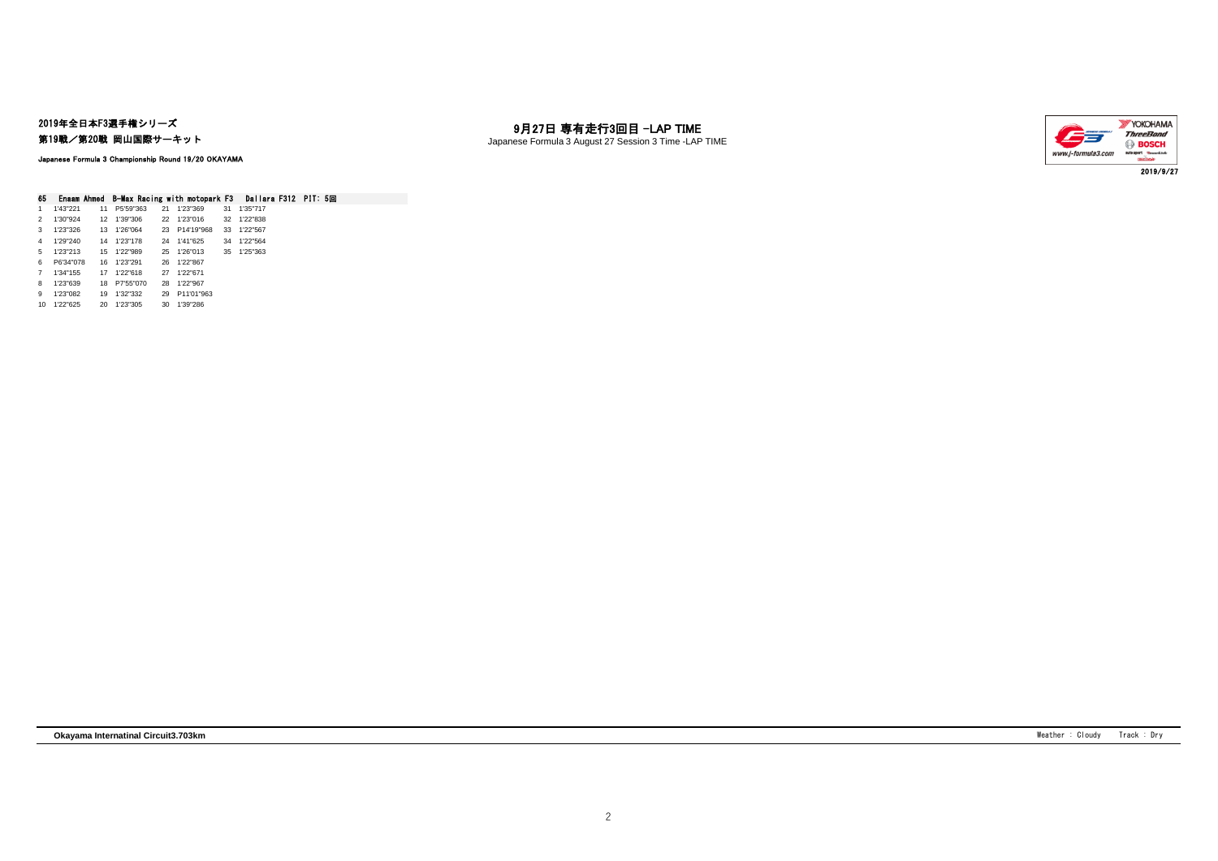2019年全日本F3選手権シリーズ
第19戦／第20戦 岡山国際サーキット

Japanese Formula 3 Championship Round 19/20 OKAYAMA

# 9月27日 専有走行3回目 -LAP TIME

Japanese Formula 3 August 27 Session 3 Time -LAP TIME

2019/9/27

**65 Enaam Ahmed B-Max Racing with motopark F3 Dallara F312 PIT: 5回**

| | | | | | | | |
|---|---|---|---|---|---|---|---|
| 1 | 1'43"221 | 11 | P5'59"363 | 21 | 1'23"369 | 31 | 1'35"717 |
| 2 | 1'30"924 | 12 | 1'39"306 | 22 | 1'23"016 | 32 | 1'22"838 |
| 3 | 1'23"326 | 13 | 1'26"064 | 23 | P14'19"968 | 33 | 1'22"567 |
| 4 | 1'29"240 | 14 | 1'23"178 | 24 | 1'41"625 | 34 | 1'22"564 |
| 5 | 1'23"213 | 15 | 1'22"989 | 25 | 1'26"013 | 35 | 1'25"363 |
| 6 | P6'34"078 | 16 | 1'23"291 | 26 | 1'22"867 | | |
| 7 | 1'34"155 | 17 | 1'22"618 | 27 | 1'22"671 | | |
| 8 | 1'23"639 | 18 | P7'55"070 | 28 | 1'22"967 | | |
| 9 | 1'23"082 | 19 | 1'32"332 | 29 | P11'01"963 | | |
| 10 | 1'22"625 | 20 | 1'23"305 | 30 | 1'39"286 | | |

**Okayama Internatinal Circuit3.703km**

Weather : Cloudy Track : Dry